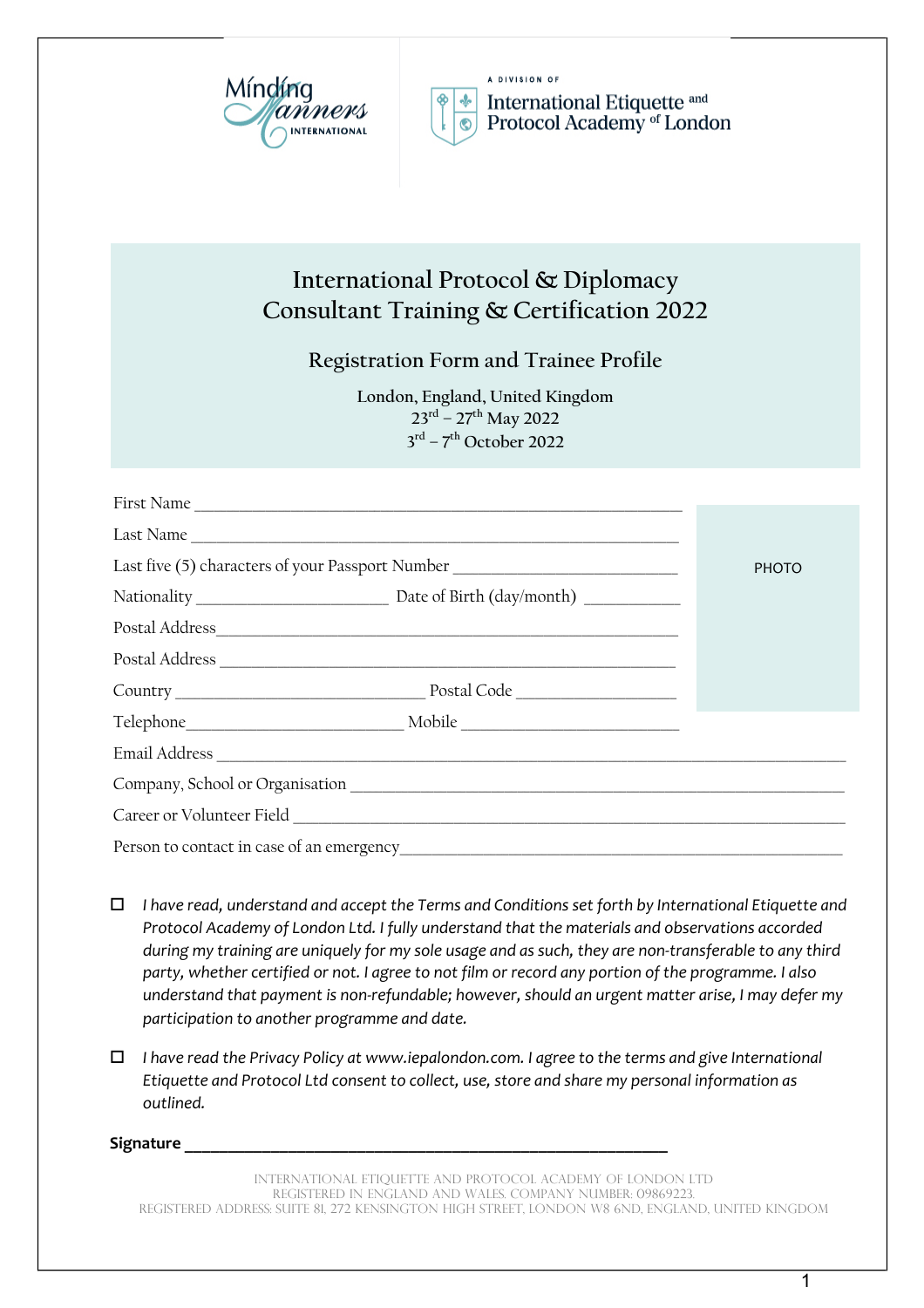Minding Manners International

A DIVISION OF International Etiquette and Protocol Academy of London

# International Protocol & Diplomacy Consultant Training & Certification 2022

## Registration Form and Trainee Profile

London, England, United Kingdom
23rd – 27th May 2022
3rd – 7th October 2022

First Name ______________________________________________

Last Name ______________________________________________

Last five (5) characters of your Passport Number ____________________

Nationality ____________________ Date of Birth (day/month) __________

Postal Address ______________________________________________

Postal Address ______________________________________________

Country __________________________ Postal Code ________________

Telephone______________________ Mobile ______________________

Email Address ______________________________________________

Company, School or Organisation ______________________________________

Career or Volunteer Field ______________________________________________

Person to contact in case of an emergency______________________________

PHOTO

☐ *I have read, understand and accept the Terms and Conditions set forth by International Etiquette and Protocol Academy of London Ltd. I fully understand that the materials and observations accorded during my training are uniquely for my sole usage and as such, they are non-transferable to any third party, whether certified or not. I agree to not film or record any portion of the programme. I also understand that payment is non-refundable; however, should an urgent matter arise, I may defer my participation to another programme and date.*

☐ *I have read the Privacy Policy at www.iepalondon.com. I agree to the terms and give International Etiquette and Protocol Ltd consent to collect, use, store and share my personal information as outlined.*

**Signature** ______________________________________________

INTERNATIONAL ETIQUETTE AND PROTOCOL ACADEMY OF LONDON LTD
REGISTERED IN ENGLAND AND WALES. COMPANY NUMBER: 09869223.
REGISTERED ADDRESS: SUITE 81, 272 KENSINGTON HIGH STREET, LONDON W8 6ND, ENGLAND, UNITED KINGDOM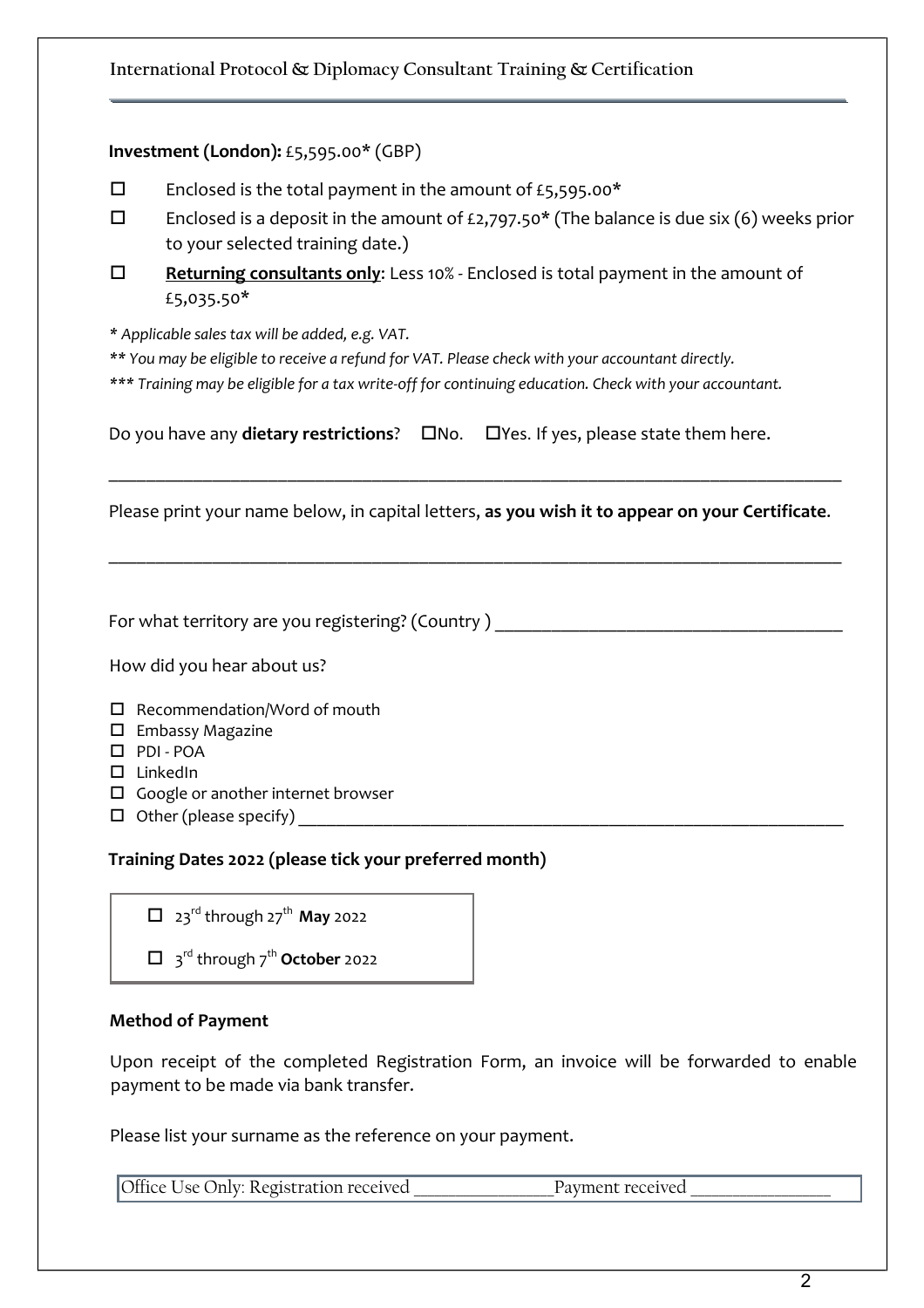**Investment (London):** £5,595.00* (GBP)

- ☐ Enclosed is the total payment in the amount of £5,595.00*
- ☐ Enclosed is a deposit in the amount of £2,797.50* (The balance is due six (6) weeks prior to your selected training date.)
- ☐ **Returning consultants only**: Less 10% - Enclosed is total payment in the amount of £5,035.50*

*\* Applicable sales tax will be added, e.g. VAT.*

*\*\* You may be eligible to receive a refund for VAT. Please check with your accountant directly.*

*\*\*\* Training may be eligible for a tax write-off for continuing education. Check with your accountant.*

Do you have any **dietary restrictions**? ☐No. ☐Yes. If yes, please state them here.

______________________________________________________________________________

Please print your name below, in capital letters, **as you wish it to appear on your Certificate**.

______________________________________________________________________________

For what territory are you registering? (Country ) ____________________________________

How did you hear about us?

- ☐ Recommendation/Word of mouth
- ☐ Embassy Magazine
- ☐ PDI - POA
- ☐ LinkedIn
- ☐ Google or another internet browser
- ☐ Other (please specify) ____________________________________________________________

**Training Dates 2022 (please tick your preferred month)**

- ☐ 23rd through 27th **May** 2022
- ☐ 3rd through 7th **October** 2022

**Method of Payment**

Upon receipt of the completed Registration Form, an invoice will be forwarded to enable payment to be made via bank transfer.

Please list your surname as the reference on your payment.

Office Use Only: Registration received _______________ Payment received _______________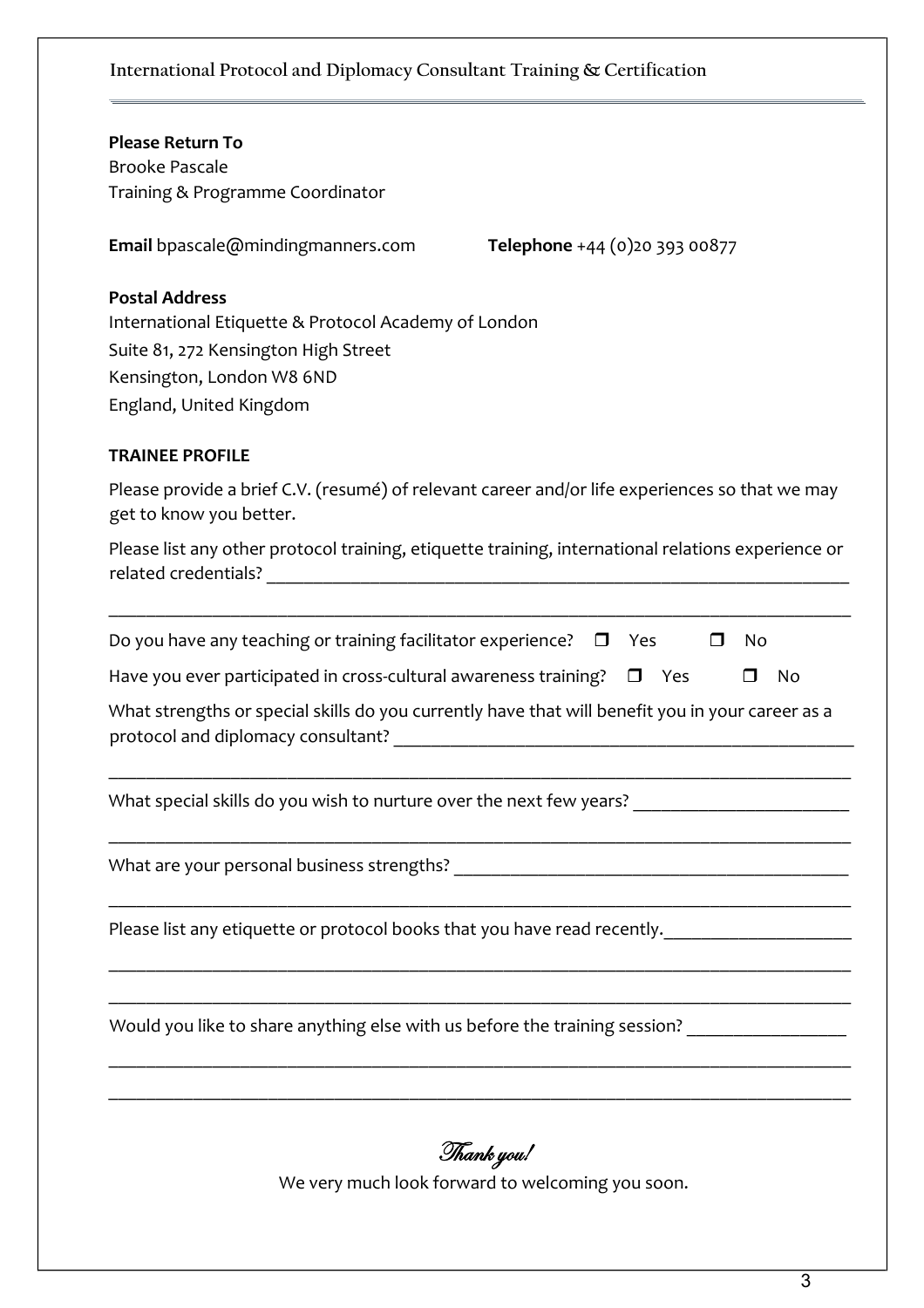**Please Return To**
Brooke Pascale
Training & Programme Coordinator

**Email** bpascale@mindingmanners.com **Telephone** +44 (0)20 393 00877

**Postal Address**
International Etiquette & Protocol Academy of London
Suite 81, 272 Kensington High Street
Kensington, London W8 6ND
England, United Kingdom

**TRAINEE PROFILE**

Please provide a brief C.V. (resumé) of relevant career and/or life experiences so that we may get to know you better.

Please list any other protocol training, etiquette training, international relations experience or related credentials? ___________________________________________________________________

___________________________________________________________________________________

Do you have any teaching or training facilitator experience? ❒ Yes ❒ No

Have you ever participated in cross-cultural awareness training? ❒ Yes ❒ No

What strengths or special skills do you currently have that will benefit you in your career as a protocol and diplomacy consultant? ____________________________________________________

___________________________________________________________________________________

What special skills do you wish to nurture over the next few years? ________________________

___________________________________________________________________________________

What are your personal business strengths? ____________________________________________

___________________________________________________________________________________

Please list any etiquette or protocol books that you have read recently.____________________

___________________________________________________________________________________

___________________________________________________________________________________

Would you like to share anything else with us before the training session? _________________

___________________________________________________________________________________

___________________________________________________________________________________

*Thank you!*

We very much look forward to welcoming you soon.